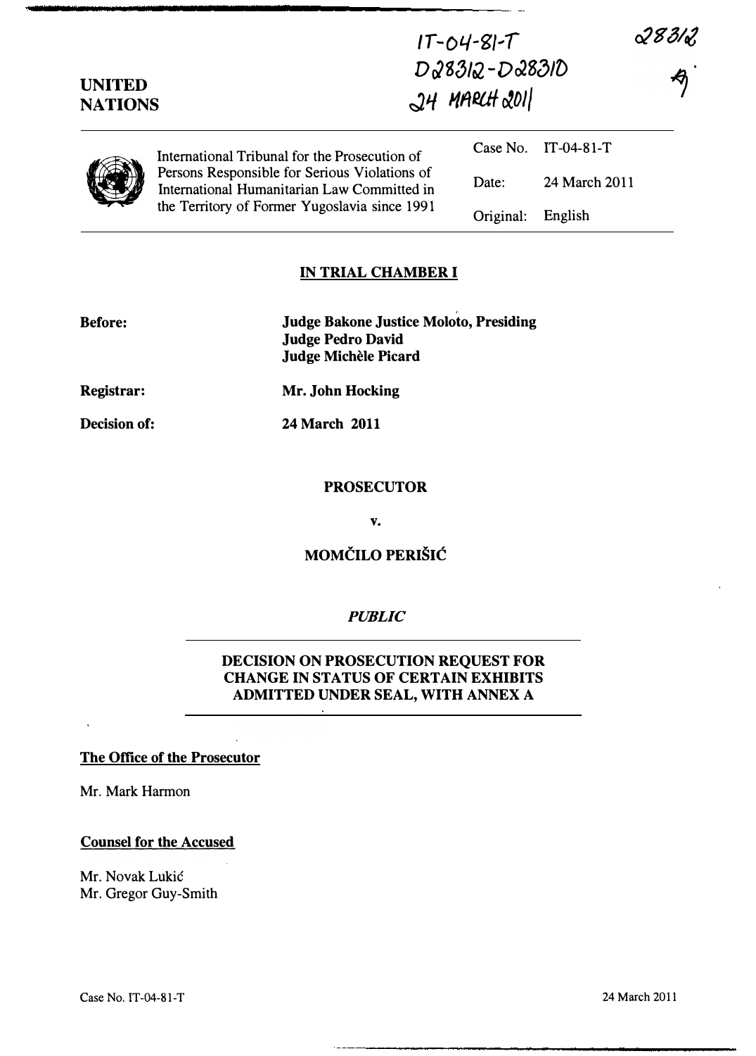IT-04-81-T
D28312 - D28310
24 MARCH 2011

28312

UNITED NATIONS

International Tribunal for the Prosecution of Persons Responsible for Serious Violations of International Humanitarian Law Committed in the Territory of Former Yugoslavia since 1991

| | |
|---|---|
| Case No. | IT-04-81-T |
| Date: | 24 March 2011 |
| Original: | English |

## IN TRIAL CHAMBER I

**Before:** **Judge Bakone Justice Moloto, Presiding**
**Judge Pedro David**
**Judge Michèle Picard**

**Registrar:** **Mr. John Hocking**

**Decision of:** **24 March 2011**

**PROSECUTOR**

**v.**

**MOMČILO PERIŠIĆ**

*PUBLIC*

## DECISION ON PROSECUTION REQUEST FOR CHANGE IN STATUS OF CERTAIN EXHIBITS ADMITTED UNDER SEAL, WITH ANNEX A

**The Office of the Prosecutor**

Mr. Mark Harmon

**Counsel for the Accused**

Mr. Novak Lukić
Mr. Gregor Guy-Smith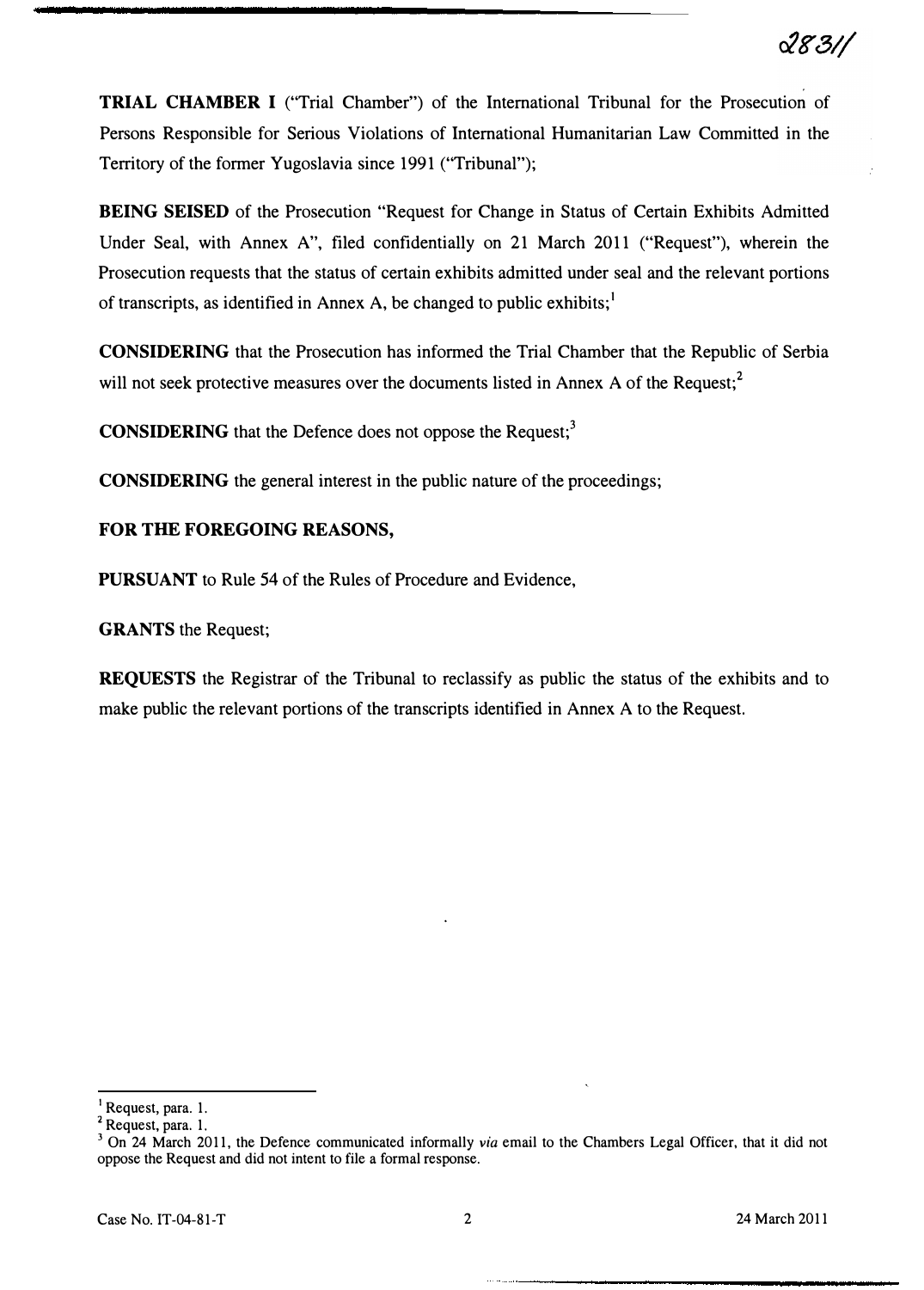**TRIAL CHAMBER I** ("Trial Chamber") of the International Tribunal for the Prosecution of Persons Responsible for Serious Violations of International Humanitarian Law Committed in the Territory of the former Yugoslavia since 1991 ("Tribunal");

**BEING SEISED** of the Prosecution "Request for Change in Status of Certain Exhibits Admitted Under Seal, with Annex A", filed confidentially on 21 March 2011 ("Request"), wherein the Prosecution requests that the status of certain exhibits admitted under seal and the relevant portions of transcripts, as identified in Annex A, be changed to public exhibits;[1]

**CONSIDERING** that the Prosecution has informed the Trial Chamber that the Republic of Serbia will not seek protective measures over the documents listed in Annex A of the Request;[2]

**CONSIDERING** that the Defence does not oppose the Request;[3]

**CONSIDERING** the general interest in the public nature of the proceedings;

**FOR THE FOREGOING REASONS,**

**PURSUANT** to Rule 54 of the Rules of Procedure and Evidence,

**GRANTS** the Request;

**REQUESTS** the Registrar of the Tribunal to reclassify as public the status of the exhibits and to make public the relevant portions of the transcripts identified in Annex A to the Request.

---

[1] Request, para. 1.

[2] Request, para. 1.

[3] On 24 March 2011, the Defence communicated informally *via* email to the Chambers Legal Officer, that it did not oppose the Request and did not intent to file a formal response.

Case No. IT-04-81-T — 24 March 2011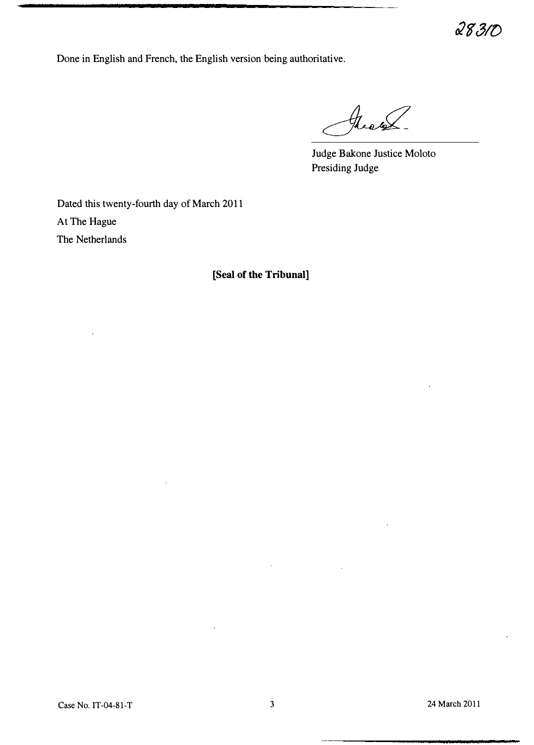Done in English and French, the English version being authoritative.

Judge Bakone Justice Moloto
Presiding Judge

Dated this twenty-fourth day of March 2011
At The Hague
The Netherlands

**[Seal of the Tribunal]**